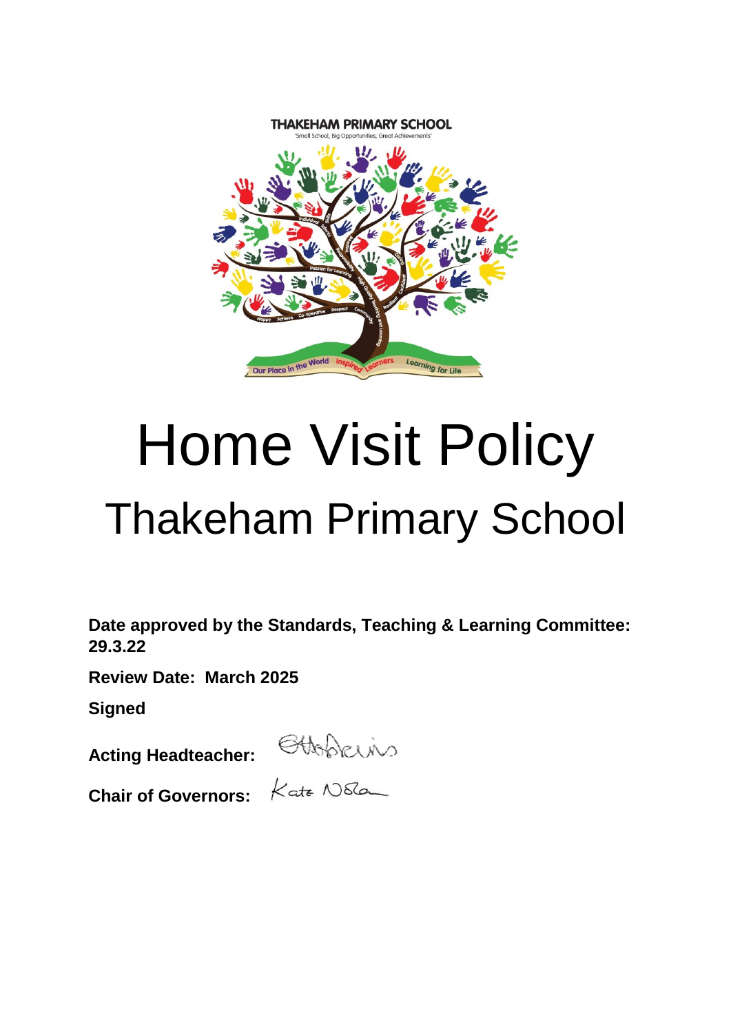THAKEHAM PRIMARY SCHOOL

'Small School, Big Opportunities, Great Achievements'

# Home Visit Policy

## Thakeham Primary School

**Date approved by the Standards, Teaching & Learning Committee: 29.3.22**

**Review Date: March 2025**

**Signed**

**Acting Headteacher:**

**Chair of Governors:** Kate Noble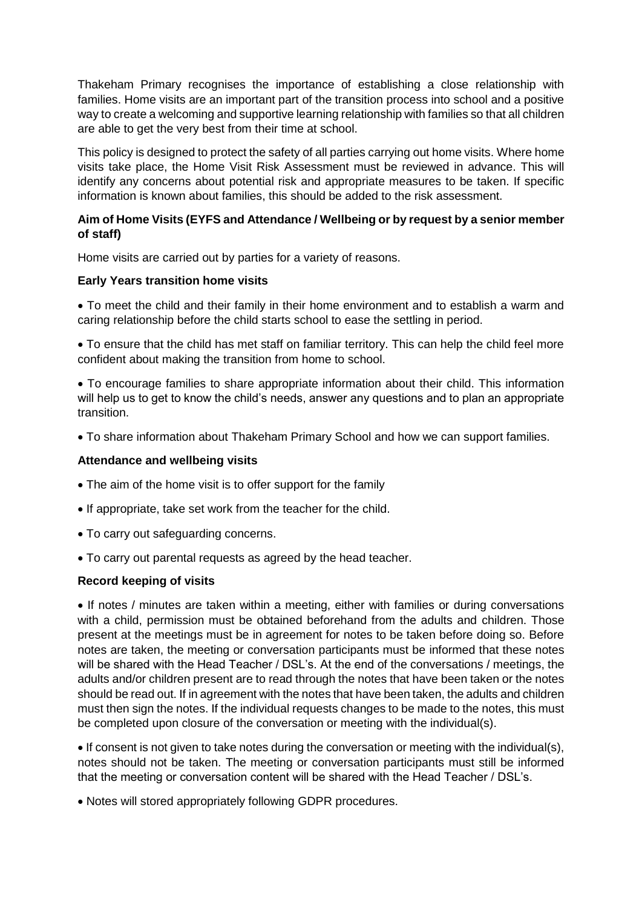Thakeham Primary recognises the importance of establishing a close relationship with families. Home visits are an important part of the transition process into school and a positive way to create a welcoming and supportive learning relationship with families so that all children are able to get the very best from their time at school.

This policy is designed to protect the safety of all parties carrying out home visits. Where home visits take place, the Home Visit Risk Assessment must be reviewed in advance. This will identify any concerns about potential risk and appropriate measures to be taken. If specific information is known about families, this should be added to the risk assessment.

**Aim of Home Visits (EYFS and Attendance / Wellbeing or by request by a senior member of staff)**

Home visits are carried out by parties for a variety of reasons.

**Early Years transition home visits**

- To meet the child and their family in their home environment and to establish a warm and caring relationship before the child starts school to ease the settling in period.
- To ensure that the child has met staff on familiar territory. This can help the child feel more confident about making the transition from home to school.
- To encourage families to share appropriate information about their child. This information will help us to get to know the child's needs, answer any questions and to plan an appropriate transition.
- To share information about Thakeham Primary School and how we can support families.

**Attendance and wellbeing visits**

- The aim of the home visit is to offer support for the family
- If appropriate, take set work from the teacher for the child.
- To carry out safeguarding concerns.
- To carry out parental requests as agreed by the head teacher.

**Record keeping of visits**

- If notes / minutes are taken within a meeting, either with families or during conversations with a child, permission must be obtained beforehand from the adults and children. Those present at the meetings must be in agreement for notes to be taken before doing so. Before notes are taken, the meeting or conversation participants must be informed that these notes will be shared with the Head Teacher / DSL's. At the end of the conversations / meetings, the adults and/or children present are to read through the notes that have been taken or the notes should be read out. If in agreement with the notes that have been taken, the adults and children must then sign the notes. If the individual requests changes to be made to the notes, this must be completed upon closure of the conversation or meeting with the individual(s).
- If consent is not given to take notes during the conversation or meeting with the individual(s), notes should not be taken. The meeting or conversation participants must still be informed that the meeting or conversation content will be shared with the Head Teacher / DSL's.
- Notes will stored appropriately following GDPR procedures.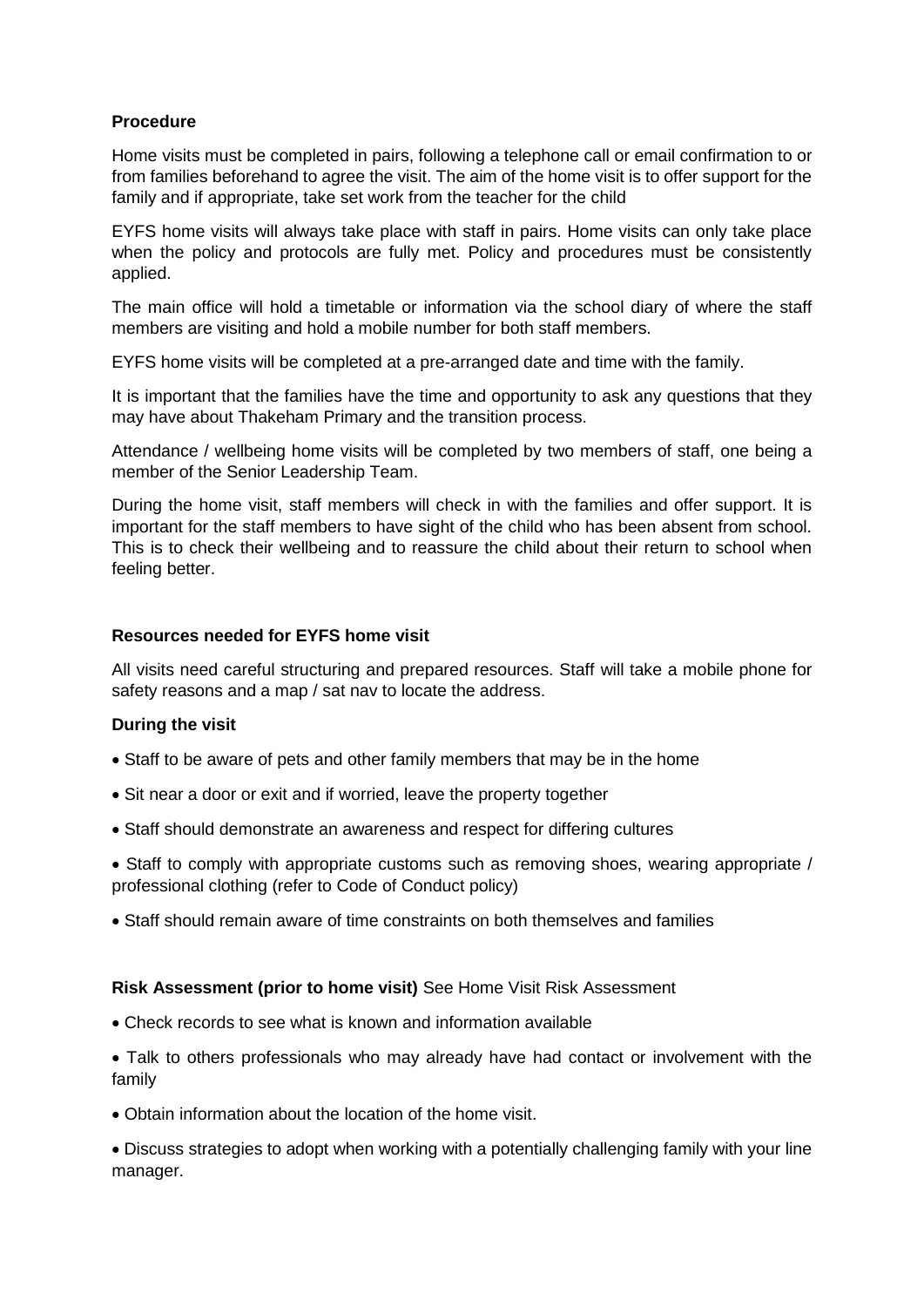**Procedure**

Home visits must be completed in pairs, following a telephone call or email confirmation to or from families beforehand to agree the visit. The aim of the home visit is to offer support for the family and if appropriate, take set work from the teacher for the child

EYFS home visits will always take place with staff in pairs. Home visits can only take place when the policy and protocols are fully met. Policy and procedures must be consistently applied.

The main office will hold a timetable or information via the school diary of where the staff members are visiting and hold a mobile number for both staff members.

EYFS home visits will be completed at a pre-arranged date and time with the family.

It is important that the families have the time and opportunity to ask any questions that they may have about Thakeham Primary and the transition process.

Attendance / wellbeing home visits will be completed by two members of staff, one being a member of the Senior Leadership Team.

During the home visit, staff members will check in with the families and offer support. It is important for the staff members to have sight of the child who has been absent from school. This is to check their wellbeing and to reassure the child about their return to school when feeling better.

**Resources needed for EYFS home visit**

All visits need careful structuring and prepared resources. Staff will take a mobile phone for safety reasons and a map / sat nav to locate the address.

**During the visit**

- Staff to be aware of pets and other family members that may be in the home
- Sit near a door or exit and if worried, leave the property together
- Staff should demonstrate an awareness and respect for differing cultures
- Staff to comply with appropriate customs such as removing shoes, wearing appropriate / professional clothing (refer to Code of Conduct policy)
- Staff should remain aware of time constraints on both themselves and families

**Risk Assessment (prior to home visit)** See Home Visit Risk Assessment

- Check records to see what is known and information available
- Talk to others professionals who may already have had contact or involvement with the family
- Obtain information about the location of the home visit.
- Discuss strategies to adopt when working with a potentially challenging family with your line manager.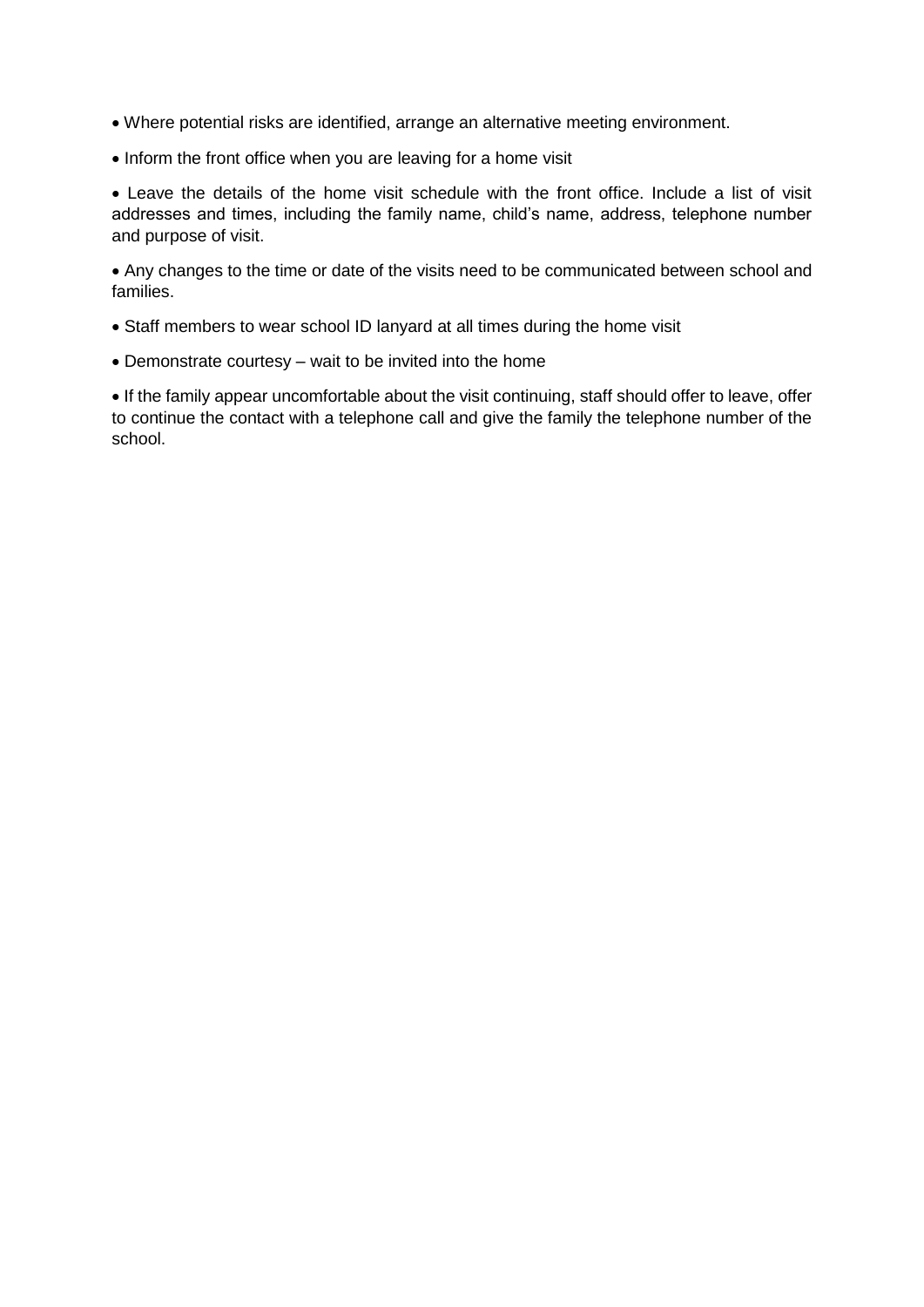- Where potential risks are identified, arrange an alternative meeting environment.
- Inform the front office when you are leaving for a home visit
- Leave the details of the home visit schedule with the front office. Include a list of visit addresses and times, including the family name, child's name, address, telephone number and purpose of visit.
- Any changes to the time or date of the visits need to be communicated between school and families.
- Staff members to wear school ID lanyard at all times during the home visit
- Demonstrate courtesy – wait to be invited into the home
- If the family appear uncomfortable about the visit continuing, staff should offer to leave, offer to continue the contact with a telephone call and give the family the telephone number of the school.